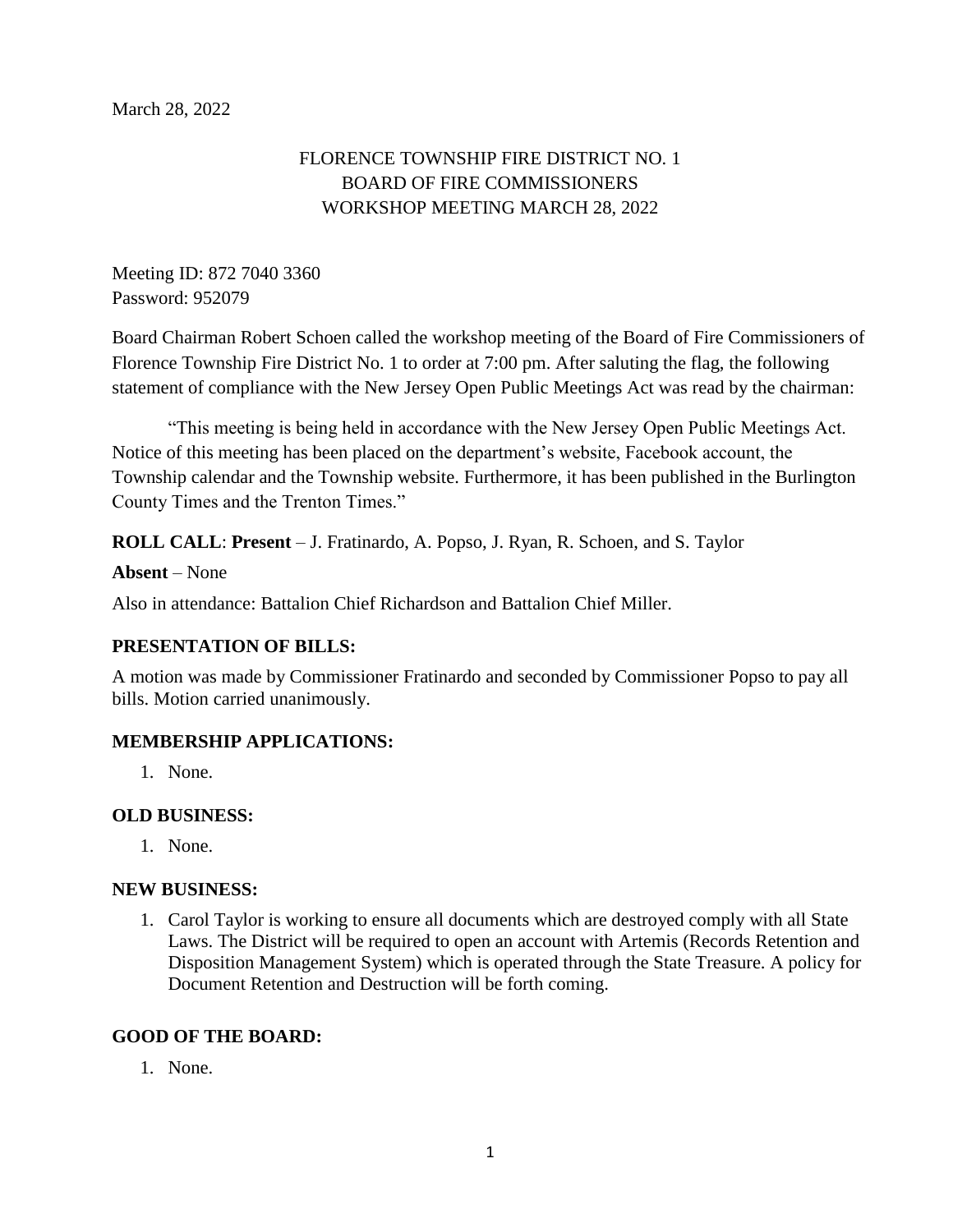March 28, 2022

# FLORENCE TOWNSHIP FIRE DISTRICT NO. 1
# BOARD OF FIRE COMMISSIONERS
# WORKSHOP MEETING MARCH 28, 2022

Meeting ID: 872 7040 3360
Password: 952079

Board Chairman Robert Schoen called the workshop meeting of the Board of Fire Commissioners of Florence Township Fire District No. 1 to order at 7:00 pm. After saluting the flag, the following statement of compliance with the New Jersey Open Public Meetings Act was read by the chairman:

"This meeting is being held in accordance with the New Jersey Open Public Meetings Act. Notice of this meeting has been placed on the department's website, Facebook account, the Township calendar and the Township website. Furthermore, it has been published in the Burlington County Times and the Trenton Times."

**ROLL CALL**: **Present** – J. Fratinardo, A. Popso, J. Ryan, R. Schoen, and S. Taylor

**Absent** – None

Also in attendance: Battalion Chief Richardson and Battalion Chief Miller.

**PRESENTATION OF BILLS:**

A motion was made by Commissioner Fratinardo and seconded by Commissioner Popso to pay all bills. Motion carried unanimously.

**MEMBERSHIP APPLICATIONS:**

1. None.

**OLD BUSINESS:**

1. None.

**NEW BUSINESS:**

1. Carol Taylor is working to ensure all documents which are destroyed comply with all State Laws. The District will be required to open an account with Artemis (Records Retention and Disposition Management System) which is operated through the State Treasure. A policy for Document Retention and Destruction will be forth coming.

**GOOD OF THE BOARD:**

1. None.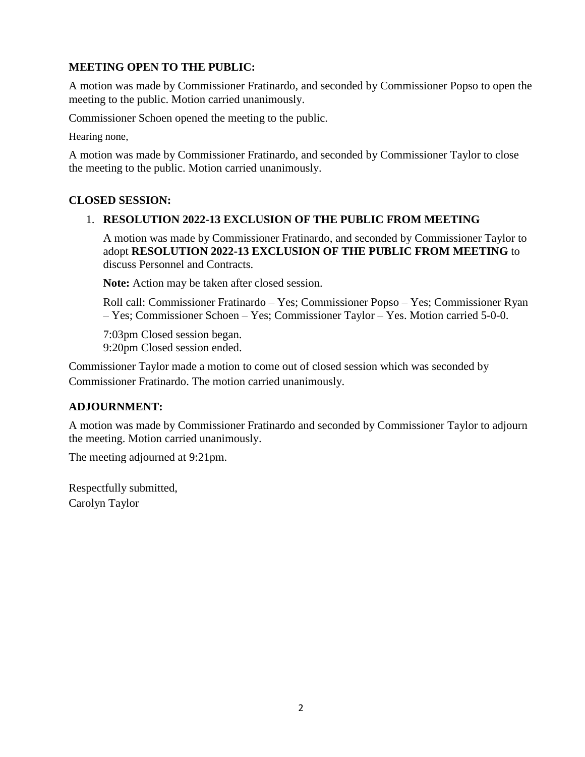**MEETING OPEN TO THE PUBLIC:**

A motion was made by Commissioner Fratinardo, and seconded by Commissioner Popso to open the meeting to the public. Motion carried unanimously.

Commissioner Schoen opened the meeting to the public.

Hearing none,

A motion was made by Commissioner Fratinardo, and seconded by Commissioner Taylor to close the meeting to the public. Motion carried unanimously.

**CLOSED SESSION:**

1. **RESOLUTION 2022-13 EXCLUSION OF THE PUBLIC FROM MEETING**

   A motion was made by Commissioner Fratinardo, and seconded by Commissioner Taylor to adopt **RESOLUTION 2022-13 EXCLUSION OF THE PUBLIC FROM MEETING** to discuss Personnel and Contracts.

   **Note:** Action may be taken after closed session.

   Roll call: Commissioner Fratinardo – Yes; Commissioner Popso – Yes; Commissioner Ryan – Yes; Commissioner Schoen – Yes; Commissioner Taylor – Yes. Motion carried 5-0-0.

   7:03pm Closed session began.
   9:20pm Closed session ended.

Commissioner Taylor made a motion to come out of closed session which was seconded by Commissioner Fratinardo. The motion carried unanimously.

**ADJOURNMENT:**

A motion was made by Commissioner Fratinardo and seconded by Commissioner Taylor to adjourn the meeting. Motion carried unanimously.

The meeting adjourned at 9:21pm.

Respectfully submitted,
Carolyn Taylor